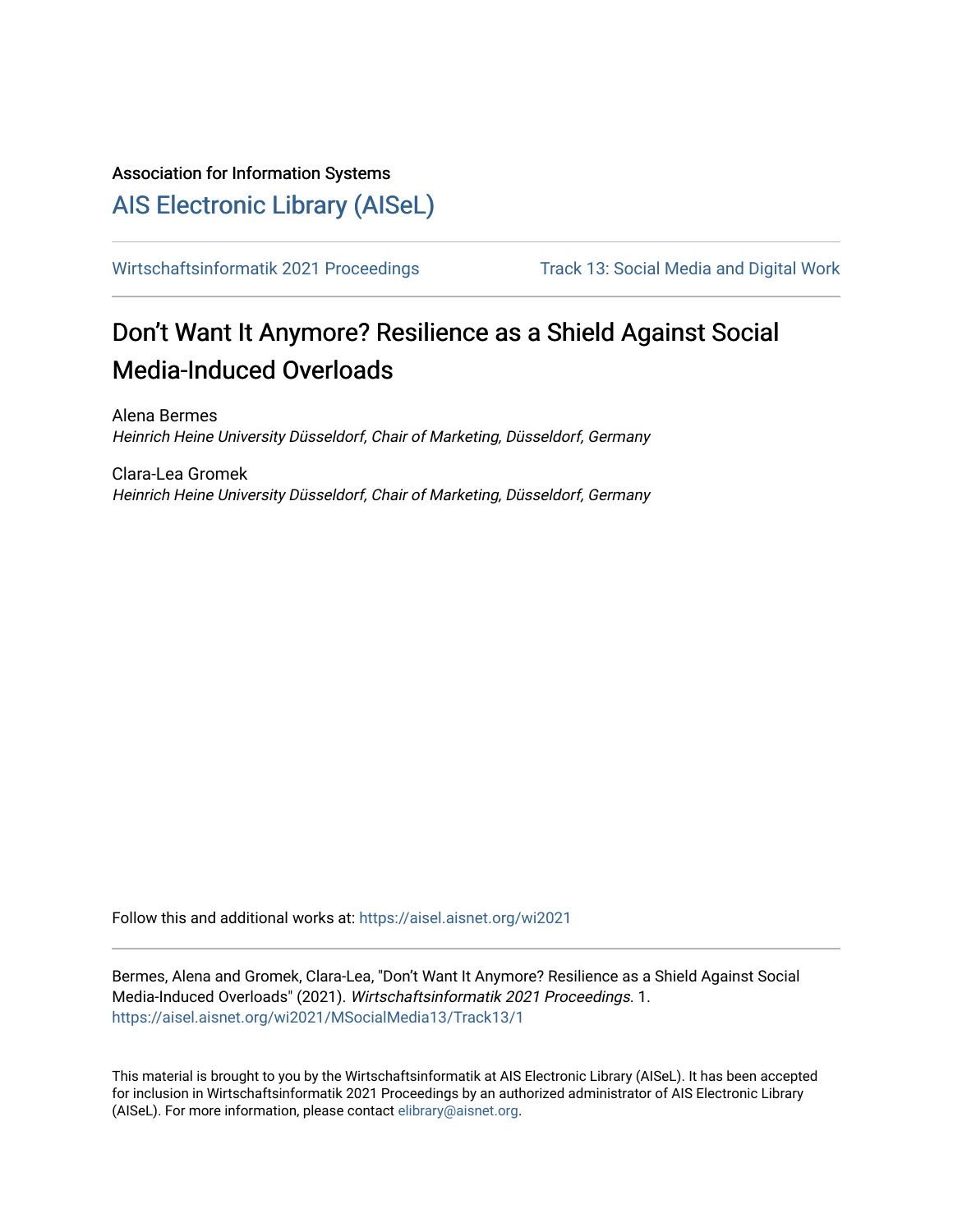Association for Information Systems

# AIS Electronic Library (AISeL)

Wirtschaftsinformatik 2021 Proceedings | Track 13: Social Media and Digital Work

## Don’t Want It Anymore? Resilience as a Shield Against Social Media-Induced Overloads

Alena Bermes
*Heinrich Heine University Düsseldorf, Chair of Marketing, Düsseldorf, Germany*

Clara-Lea Gromek
*Heinrich Heine University Düsseldorf, Chair of Marketing, Düsseldorf, Germany*

Follow this and additional works at: https://aisel.aisnet.org/wi2021

Bermes, Alena and Gromek, Clara-Lea, "Don’t Want It Anymore? Resilience as a Shield Against Social Media-Induced Overloads" (2021). *Wirtschaftsinformatik 2021 Proceedings*. 1.
https://aisel.aisnet.org/wi2021/MSocialMedia13/Track13/1

This material is brought to you by the Wirtschaftsinformatik at AIS Electronic Library (AISeL). It has been accepted for inclusion in Wirtschaftsinformatik 2021 Proceedings by an authorized administrator of AIS Electronic Library (AISeL). For more information, please contact elibrary@aisnet.org.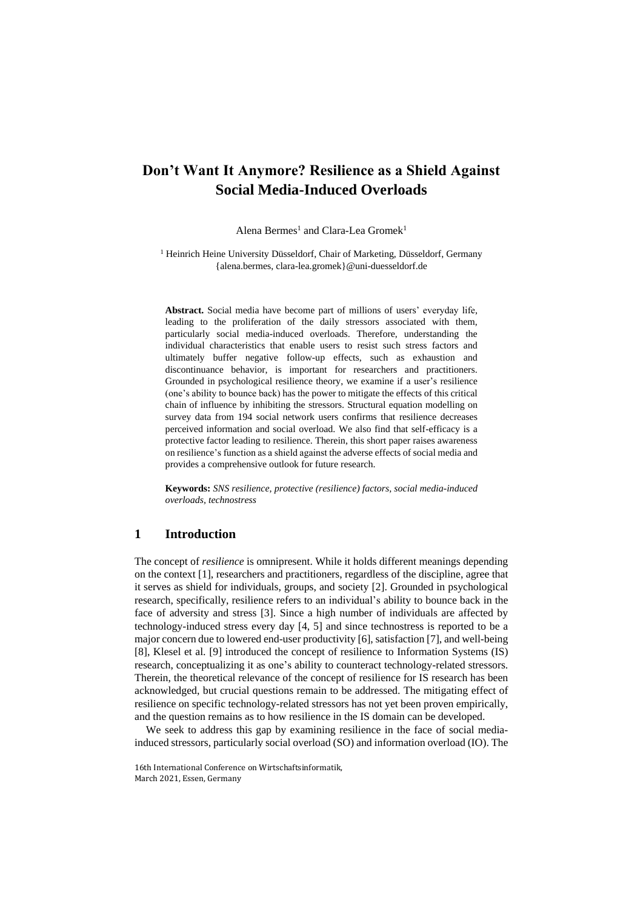# Don't Want It Anymore? Resilience as a Shield Against Social Media-Induced Overloads

Alena Bermes[1] and Clara-Lea Gromek[1]

[1] Heinrich Heine University Düsseldorf, Chair of Marketing, Düsseldorf, Germany
{alena.bermes, clara-lea.gromek}@uni-duesseldorf.de

**Abstract.** Social media have become part of millions of users' everyday life, leading to the proliferation of the daily stressors associated with them, particularly social media-induced overloads. Therefore, understanding the individual characteristics that enable users to resist such stress factors and ultimately buffer negative follow-up effects, such as exhaustion and discontinuance behavior, is important for researchers and practitioners. Grounded in psychological resilience theory, we examine if a user's resilience (one's ability to bounce back) has the power to mitigate the effects of this critical chain of influence by inhibiting the stressors. Structural equation modelling on survey data from 194 social network users confirms that resilience decreases perceived information and social overload. We also find that self-efficacy is a protective factor leading to resilience. Therein, this short paper raises awareness on resilience's function as a shield against the adverse effects of social media and provides a comprehensive outlook for future research.

**Keywords:** *SNS resilience, protective (resilience) factors, social media-induced overloads, technostress*

## 1 Introduction

The concept of *resilience* is omnipresent. While it holds different meanings depending on the context [1], researchers and practitioners, regardless of the discipline, agree that it serves as shield for individuals, groups, and society [2]. Grounded in psychological research, specifically, resilience refers to an individual's ability to bounce back in the face of adversity and stress [3]. Since a high number of individuals are affected by technology-induced stress every day [4, 5] and since technostress is reported to be a major concern due to lowered end-user productivity [6], satisfaction [7], and well-being [8], Klesel et al. [9] introduced the concept of resilience to Information Systems (IS) research, conceptualizing it as one's ability to counteract technology-related stressors. Therein, the theoretical relevance of the concept of resilience for IS research has been acknowledged, but crucial questions remain to be addressed. The mitigating effect of resilience on specific technology-related stressors has not yet been proven empirically, and the question remains as to how resilience in the IS domain can be developed.

We seek to address this gap by examining resilience in the face of social media-induced stressors, particularly social overload (SO) and information overload (IO). The

16th International Conference on Wirtschaftsinformatik,
March 2021, Essen, Germany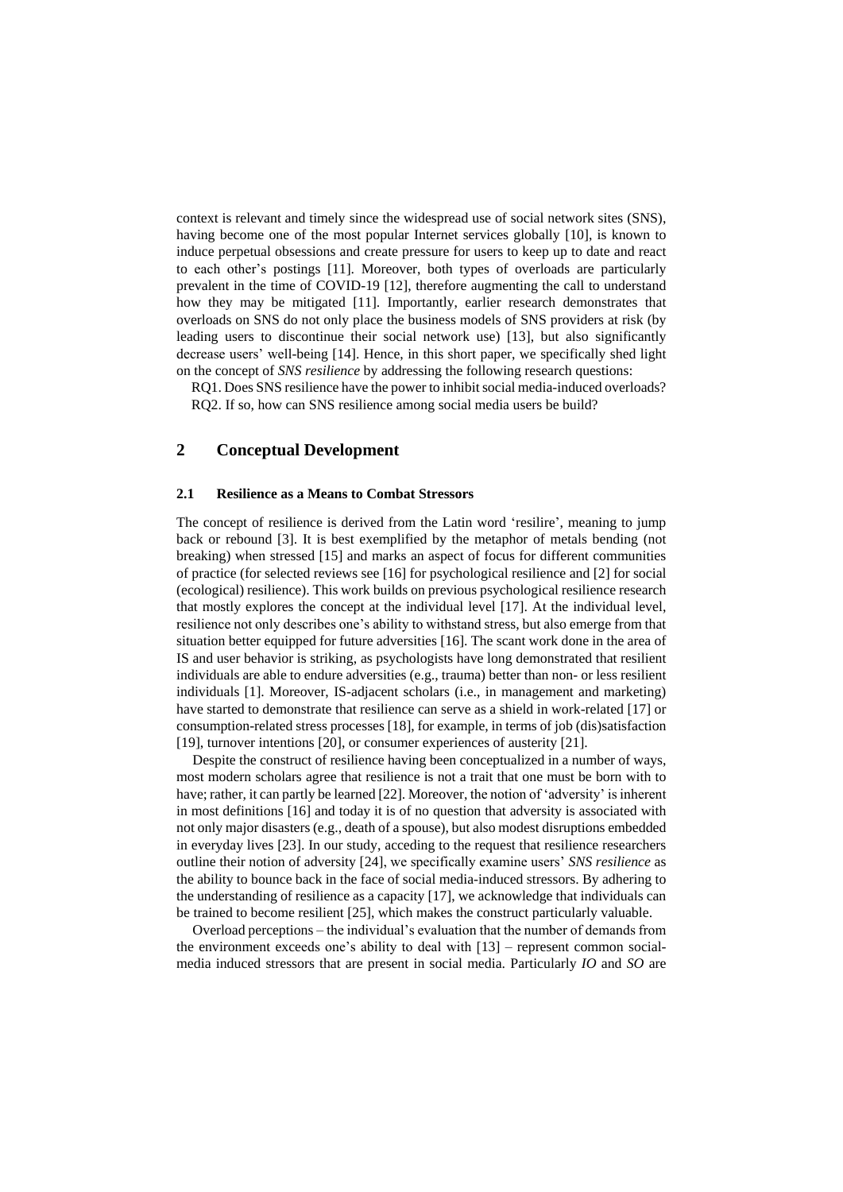context is relevant and timely since the widespread use of social network sites (SNS), having become one of the most popular Internet services globally [10], is known to induce perpetual obsessions and create pressure for users to keep up to date and react to each other's postings [11]. Moreover, both types of overloads are particularly prevalent in the time of COVID-19 [12], therefore augmenting the call to understand how they may be mitigated [11]. Importantly, earlier research demonstrates that overloads on SNS do not only place the business models of SNS providers at risk (by leading users to discontinue their social network use) [13], but also significantly decrease users' well-being [14]. Hence, in this short paper, we specifically shed light on the concept of *SNS resilience* by addressing the following research questions:

RQ1. Does SNS resilience have the power to inhibit social media-induced overloads?
RQ2. If so, how can SNS resilience among social media users be build?

## 2 Conceptual Development

### 2.1 Resilience as a Means to Combat Stressors

The concept of resilience is derived from the Latin word 'resilire', meaning to jump back or rebound [3]. It is best exemplified by the metaphor of metals bending (not breaking) when stressed [15] and marks an aspect of focus for different communities of practice (for selected reviews see [16] for psychological resilience and [2] for social (ecological) resilience). This work builds on previous psychological resilience research that mostly explores the concept at the individual level [17]. At the individual level, resilience not only describes one's ability to withstand stress, but also emerge from that situation better equipped for future adversities [16]. The scant work done in the area of IS and user behavior is striking, as psychologists have long demonstrated that resilient individuals are able to endure adversities (e.g., trauma) better than non- or less resilient individuals [1]. Moreover, IS-adjacent scholars (i.e., in management and marketing) have started to demonstrate that resilience can serve as a shield in work-related [17] or consumption-related stress processes [18], for example, in terms of job (dis)satisfaction [19], turnover intentions [20], or consumer experiences of austerity [21].

Despite the construct of resilience having been conceptualized in a number of ways, most modern scholars agree that resilience is not a trait that one must be born with to have; rather, it can partly be learned [22]. Moreover, the notion of 'adversity' is inherent in most definitions [16] and today it is of no question that adversity is associated with not only major disasters (e.g., death of a spouse), but also modest disruptions embedded in everyday lives [23]. In our study, acceding to the request that resilience researchers outline their notion of adversity [24], we specifically examine users' *SNS resilience* as the ability to bounce back in the face of social media-induced stressors. By adhering to the understanding of resilience as a capacity [17], we acknowledge that individuals can be trained to become resilient [25], which makes the construct particularly valuable.

Overload perceptions – the individual's evaluation that the number of demands from the environment exceeds one's ability to deal with [13] – represent common social-media induced stressors that are present in social media. Particularly *IO* and *SO* are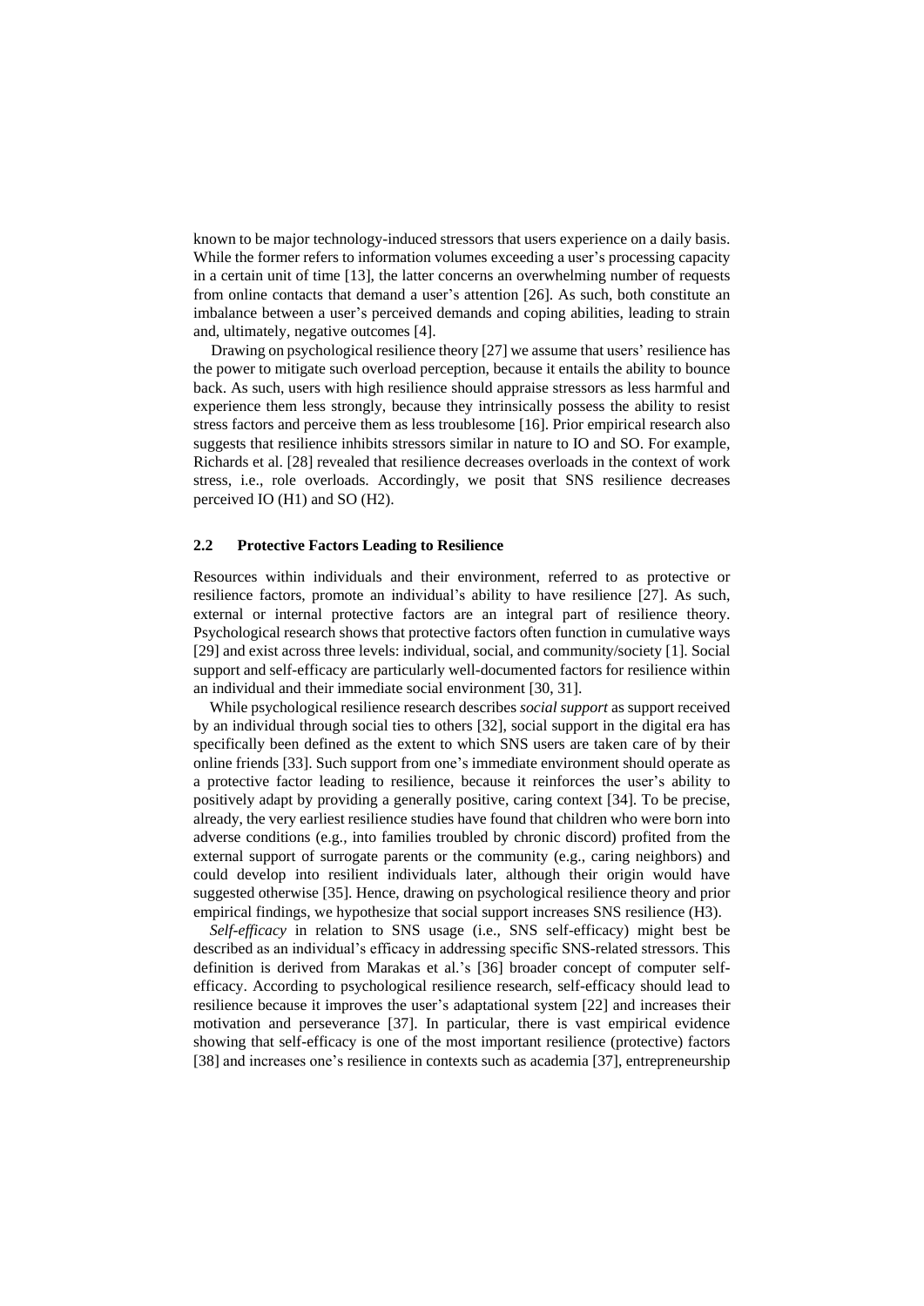known to be major technology-induced stressors that users experience on a daily basis. While the former refers to information volumes exceeding a user's processing capacity in a certain unit of time [13], the latter concerns an overwhelming number of requests from online contacts that demand a user's attention [26]. As such, both constitute an imbalance between a user's perceived demands and coping abilities, leading to strain and, ultimately, negative outcomes [4].

Drawing on psychological resilience theory [27] we assume that users' resilience has the power to mitigate such overload perception, because it entails the ability to bounce back. As such, users with high resilience should appraise stressors as less harmful and experience them less strongly, because they intrinsically possess the ability to resist stress factors and perceive them as less troublesome [16]. Prior empirical research also suggests that resilience inhibits stressors similar in nature to IO and SO. For example, Richards et al. [28] revealed that resilience decreases overloads in the context of work stress, i.e., role overloads. Accordingly, we posit that SNS resilience decreases perceived IO (H1) and SO (H2).

## 2.2 Protective Factors Leading to Resilience

Resources within individuals and their environment, referred to as protective or resilience factors, promote an individual's ability to have resilience [27]. As such, external or internal protective factors are an integral part of resilience theory. Psychological research shows that protective factors often function in cumulative ways [29] and exist across three levels: individual, social, and community/society [1]. Social support and self-efficacy are particularly well-documented factors for resilience within an individual and their immediate social environment [30, 31].

While psychological resilience research describes *social support* as support received by an individual through social ties to others [32], social support in the digital era has specifically been defined as the extent to which SNS users are taken care of by their online friends [33]. Such support from one's immediate environment should operate as a protective factor leading to resilience, because it reinforces the user's ability to positively adapt by providing a generally positive, caring context [34]. To be precise, already, the very earliest resilience studies have found that children who were born into adverse conditions (e.g., into families troubled by chronic discord) profited from the external support of surrogate parents or the community (e.g., caring neighbors) and could develop into resilient individuals later, although their origin would have suggested otherwise [35]. Hence, drawing on psychological resilience theory and prior empirical findings, we hypothesize that social support increases SNS resilience (H3).

*Self-efficacy* in relation to SNS usage (i.e., SNS self-efficacy) might best be described as an individual's efficacy in addressing specific SNS-related stressors. This definition is derived from Marakas et al.'s [36] broader concept of computer self-efficacy. According to psychological resilience research, self-efficacy should lead to resilience because it improves the user's adaptational system [22] and increases their motivation and perseverance [37]. In particular, there is vast empirical evidence showing that self-efficacy is one of the most important resilience (protective) factors [38] and increases one's resilience in contexts such as academia [37], entrepreneurship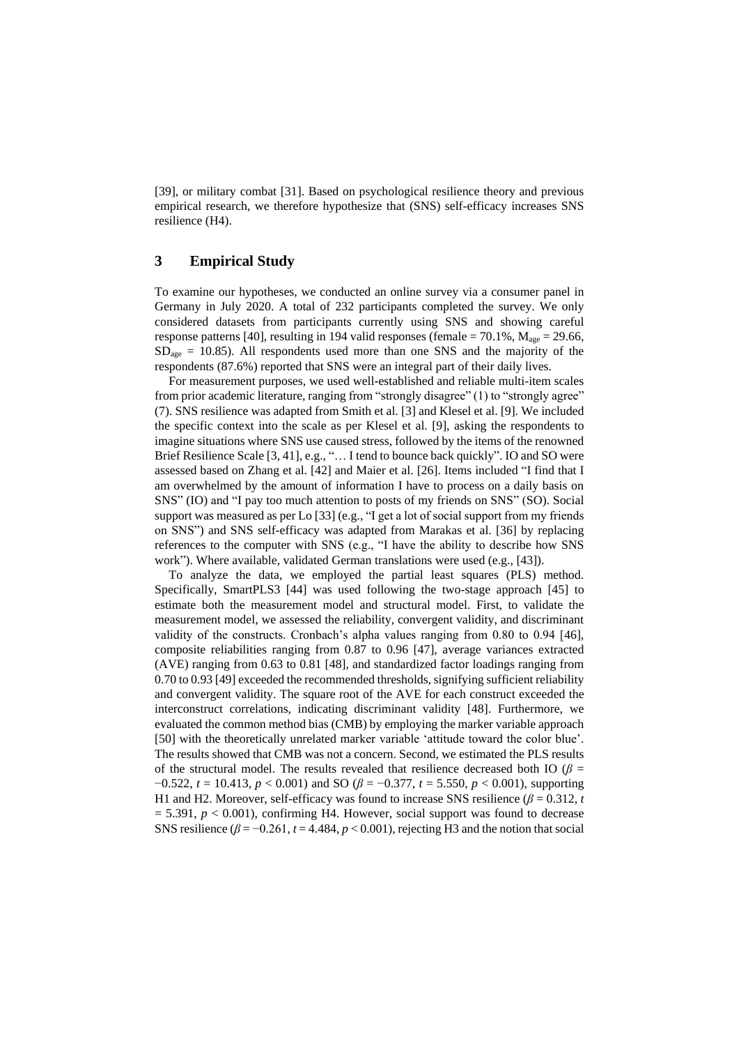[39], or military combat [31]. Based on psychological resilience theory and previous empirical research, we therefore hypothesize that (SNS) self-efficacy increases SNS resilience (H4).

## 3 Empirical Study

To examine our hypotheses, we conducted an online survey via a consumer panel in Germany in July 2020. A total of 232 participants completed the survey. We only considered datasets from participants currently using SNS and showing careful response patterns [40], resulting in 194 valid responses (female = 70.1%, $M_{age} = 29.66$, $SD_{age} = 10.85$). All respondents used more than one SNS and the majority of the respondents (87.6%) reported that SNS were an integral part of their daily lives.

For measurement purposes, we used well-established and reliable multi-item scales from prior academic literature, ranging from "strongly disagree" (1) to "strongly agree" (7). SNS resilience was adapted from Smith et al. [3] and Klesel et al. [9]. We included the specific context into the scale as per Klesel et al. [9], asking the respondents to imagine situations where SNS use caused stress, followed by the items of the renowned Brief Resilience Scale [3, 41], e.g., "… I tend to bounce back quickly". IO and SO were assessed based on Zhang et al. [42] and Maier et al. [26]. Items included "I find that I am overwhelmed by the amount of information I have to process on a daily basis on SNS" (IO) and "I pay too much attention to posts of my friends on SNS" (SO). Social support was measured as per Lo [33] (e.g., "I get a lot of social support from my friends on SNS") and SNS self-efficacy was adapted from Marakas et al. [36] by replacing references to the computer with SNS (e.g., "I have the ability to describe how SNS work"). Where available, validated German translations were used (e.g., [43]).

To analyze the data, we employed the partial least squares (PLS) method. Specifically, SmartPLS3 [44] was used following the two-stage approach [45] to estimate both the measurement model and structural model. First, to validate the measurement model, we assessed the reliability, convergent validity, and discriminant validity of the constructs. Cronbach's alpha values ranging from 0.80 to 0.94 [46], composite reliabilities ranging from 0.87 to 0.96 [47], average variances extracted (AVE) ranging from 0.63 to 0.81 [48], and standardized factor loadings ranging from 0.70 to 0.93 [49] exceeded the recommended thresholds, signifying sufficient reliability and convergent validity. The square root of the AVE for each construct exceeded the interconstruct correlations, indicating discriminant validity [48]. Furthermore, we evaluated the common method bias (CMB) by employing the marker variable approach [50] with the theoretically unrelated marker variable 'attitude toward the color blue'. The results showed that CMB was not a concern. Second, we estimated the PLS results of the structural model. The results revealed that resilience decreased both IO ($\beta = -0.522$, $t = 10.413$, $p < 0.001$) and SO ($\beta = -0.377$, $t = 5.550$, $p < 0.001$), supporting H1 and H2. Moreover, self-efficacy was found to increase SNS resilience ($\beta = 0.312$, $t = 5.391$, $p < 0.001$), confirming H4. However, social support was found to decrease SNS resilience ($\beta = -0.261$, $t = 4.484$, $p < 0.001$), rejecting H3 and the notion that social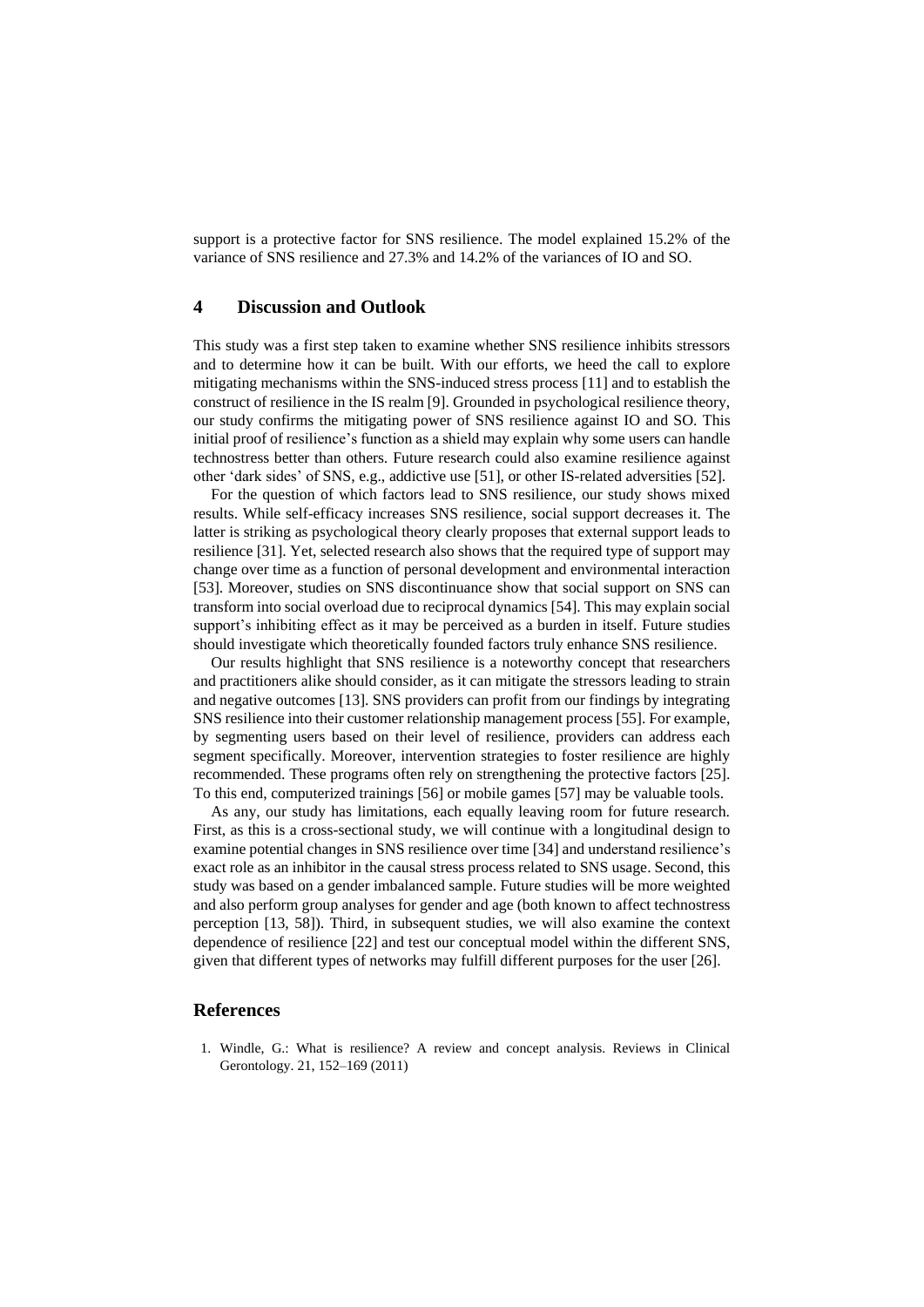support is a protective factor for SNS resilience. The model explained 15.2% of the variance of SNS resilience and 27.3% and 14.2% of the variances of IO and SO.

## 4 Discussion and Outlook

This study was a first step taken to examine whether SNS resilience inhibits stressors and to determine how it can be built. With our efforts, we heed the call to explore mitigating mechanisms within the SNS-induced stress process [11] and to establish the construct of resilience in the IS realm [9]. Grounded in psychological resilience theory, our study confirms the mitigating power of SNS resilience against IO and SO. This initial proof of resilience's function as a shield may explain why some users can handle technostress better than others. Future research could also examine resilience against other 'dark sides' of SNS, e.g., addictive use [51], or other IS-related adversities [52].

For the question of which factors lead to SNS resilience, our study shows mixed results. While self-efficacy increases SNS resilience, social support decreases it. The latter is striking as psychological theory clearly proposes that external support leads to resilience [31]. Yet, selected research also shows that the required type of support may change over time as a function of personal development and environmental interaction [53]. Moreover, studies on SNS discontinuance show that social support on SNS can transform into social overload due to reciprocal dynamics [54]. This may explain social support's inhibiting effect as it may be perceived as a burden in itself. Future studies should investigate which theoretically founded factors truly enhance SNS resilience.

Our results highlight that SNS resilience is a noteworthy concept that researchers and practitioners alike should consider, as it can mitigate the stressors leading to strain and negative outcomes [13]. SNS providers can profit from our findings by integrating SNS resilience into their customer relationship management process [55]. For example, by segmenting users based on their level of resilience, providers can address each segment specifically. Moreover, intervention strategies to foster resilience are highly recommended. These programs often rely on strengthening the protective factors [25]. To this end, computerized trainings [56] or mobile games [57] may be valuable tools.

As any, our study has limitations, each equally leaving room for future research. First, as this is a cross-sectional study, we will continue with a longitudinal design to examine potential changes in SNS resilience over time [34] and understand resilience's exact role as an inhibitor in the causal stress process related to SNS usage. Second, this study was based on a gender imbalanced sample. Future studies will be more weighted and also perform group analyses for gender and age (both known to affect technostress perception [13, 58]). Third, in subsequent studies, we will also examine the context dependence of resilience [22] and test our conceptual model within the different SNS, given that different types of networks may fulfill different purposes for the user [26].

## References

1. Windle, G.: What is resilience? A review and concept analysis. Reviews in Clinical Gerontology. 21, 152–169 (2011)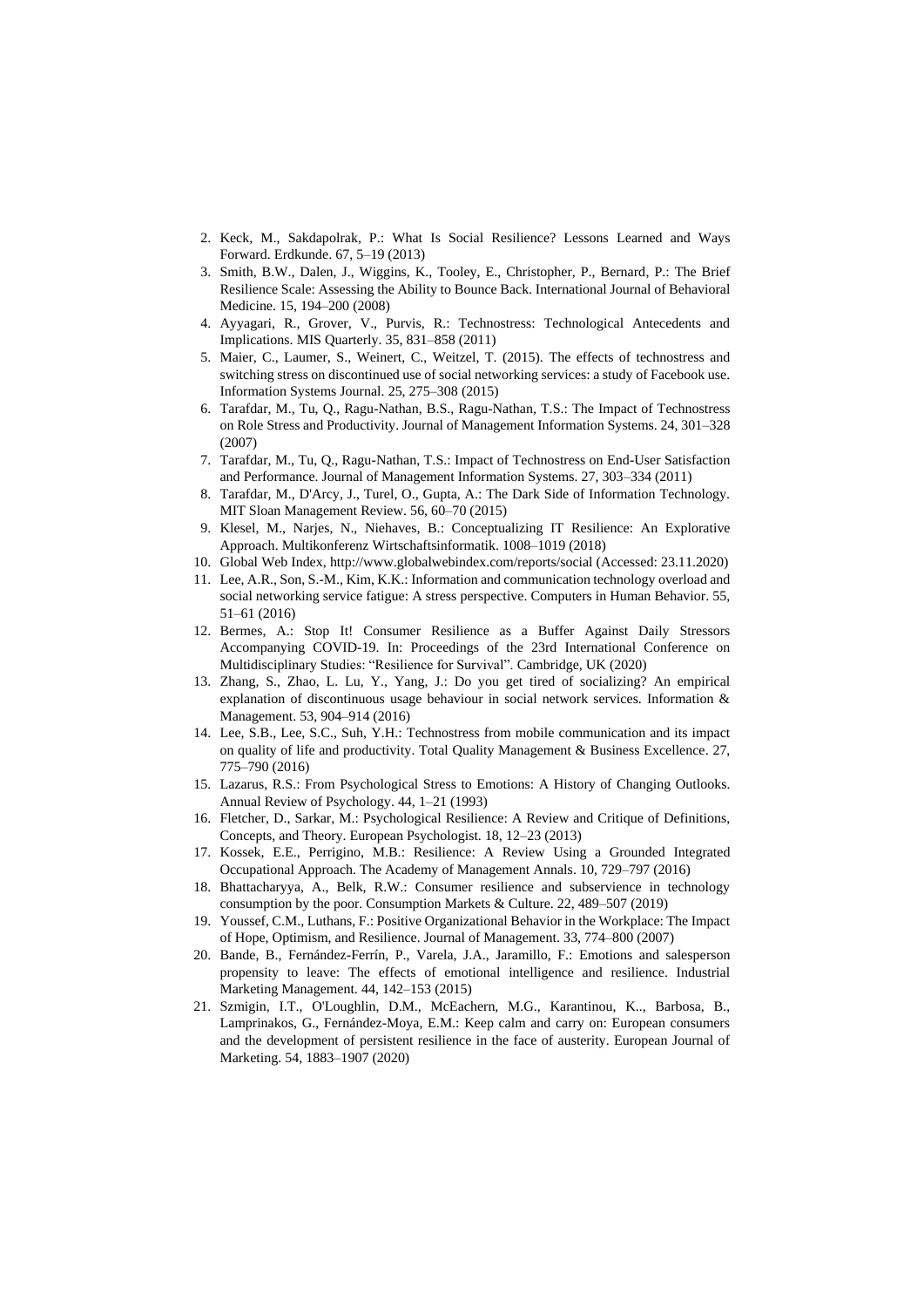2. Keck, M., Sakdapolrak, P.: What Is Social Resilience? Lessons Learned and Ways Forward. Erdkunde. 67, 5–19 (2013)
3. Smith, B.W., Dalen, J., Wiggins, K., Tooley, E., Christopher, P., Bernard, P.: The Brief Resilience Scale: Assessing the Ability to Bounce Back. International Journal of Behavioral Medicine. 15, 194–200 (2008)
4. Ayyagari, R., Grover, V., Purvis, R.: Technostress: Technological Antecedents and Implications. MIS Quarterly. 35, 831–858 (2011)
5. Maier, C., Laumer, S., Weinert, C., Weitzel, T. (2015). The effects of technostress and switching stress on discontinued use of social networking services: a study of Facebook use. Information Systems Journal. 25, 275–308 (2015)
6. Tarafdar, M., Tu, Q., Ragu-Nathan, B.S., Ragu-Nathan, T.S.: The Impact of Technostress on Role Stress and Productivity. Journal of Management Information Systems. 24, 301–328 (2007)
7. Tarafdar, M., Tu, Q., Ragu-Nathan, T.S.: Impact of Technostress on End-User Satisfaction and Performance. Journal of Management Information Systems. 27, 303–334 (2011)
8. Tarafdar, M., D'Arcy, J., Turel, O., Gupta, A.: The Dark Side of Information Technology. MIT Sloan Management Review. 56, 60–70 (2015)
9. Klesel, M., Narjes, N., Niehaves, B.: Conceptualizing IT Resilience: An Explorative Approach. Multikonferenz Wirtschaftsinformatik. 1008–1019 (2018)
10. Global Web Index, http://www.globalwebindex.com/reports/social (Accessed: 23.11.2020)
11. Lee, A.R., Son, S.-M., Kim, K.K.: Information and communication technology overload and social networking service fatigue: A stress perspective. Computers in Human Behavior. 55, 51–61 (2016)
12. Bermes, A.: Stop It! Consumer Resilience as a Buffer Against Daily Stressors Accompanying COVID-19. In: Proceedings of the 23rd International Conference on Multidisciplinary Studies: "Resilience for Survival". Cambridge, UK (2020)
13. Zhang, S., Zhao, L. Lu, Y., Yang, J.: Do you get tired of socializing? An empirical explanation of discontinuous usage behaviour in social network services. Information & Management. 53, 904–914 (2016)
14. Lee, S.B., Lee, S.C., Suh, Y.H.: Technostress from mobile communication and its impact on quality of life and productivity. Total Quality Management & Business Excellence. 27, 775–790 (2016)
15. Lazarus, R.S.: From Psychological Stress to Emotions: A History of Changing Outlooks. Annual Review of Psychology. 44, 1–21 (1993)
16. Fletcher, D., Sarkar, M.: Psychological Resilience: A Review and Critique of Definitions, Concepts, and Theory. European Psychologist. 18, 12–23 (2013)
17. Kossek, E.E., Perrigino, M.B.: Resilience: A Review Using a Grounded Integrated Occupational Approach. The Academy of Management Annals. 10, 729–797 (2016)
18. Bhattacharyya, A., Belk, R.W.: Consumer resilience and subservience in technology consumption by the poor. Consumption Markets & Culture. 22, 489–507 (2019)
19. Youssef, C.M., Luthans, F.: Positive Organizational Behavior in the Workplace: The Impact of Hope, Optimism, and Resilience. Journal of Management. 33, 774–800 (2007)
20. Bande, B., Fernández-Ferrín, P., Varela, J.A., Jaramillo, F.: Emotions and salesperson propensity to leave: The effects of emotional intelligence and resilience. Industrial Marketing Management. 44, 142–153 (2015)
21. Szmigin, I.T., O'Loughlin, D.M., McEachern, M.G., Karantinou, K.., Barbosa, B., Lamprinakos, G., Fernández-Moya, E.M.: Keep calm and carry on: European consumers and the development of persistent resilience in the face of austerity. European Journal of Marketing. 54, 1883–1907 (2020)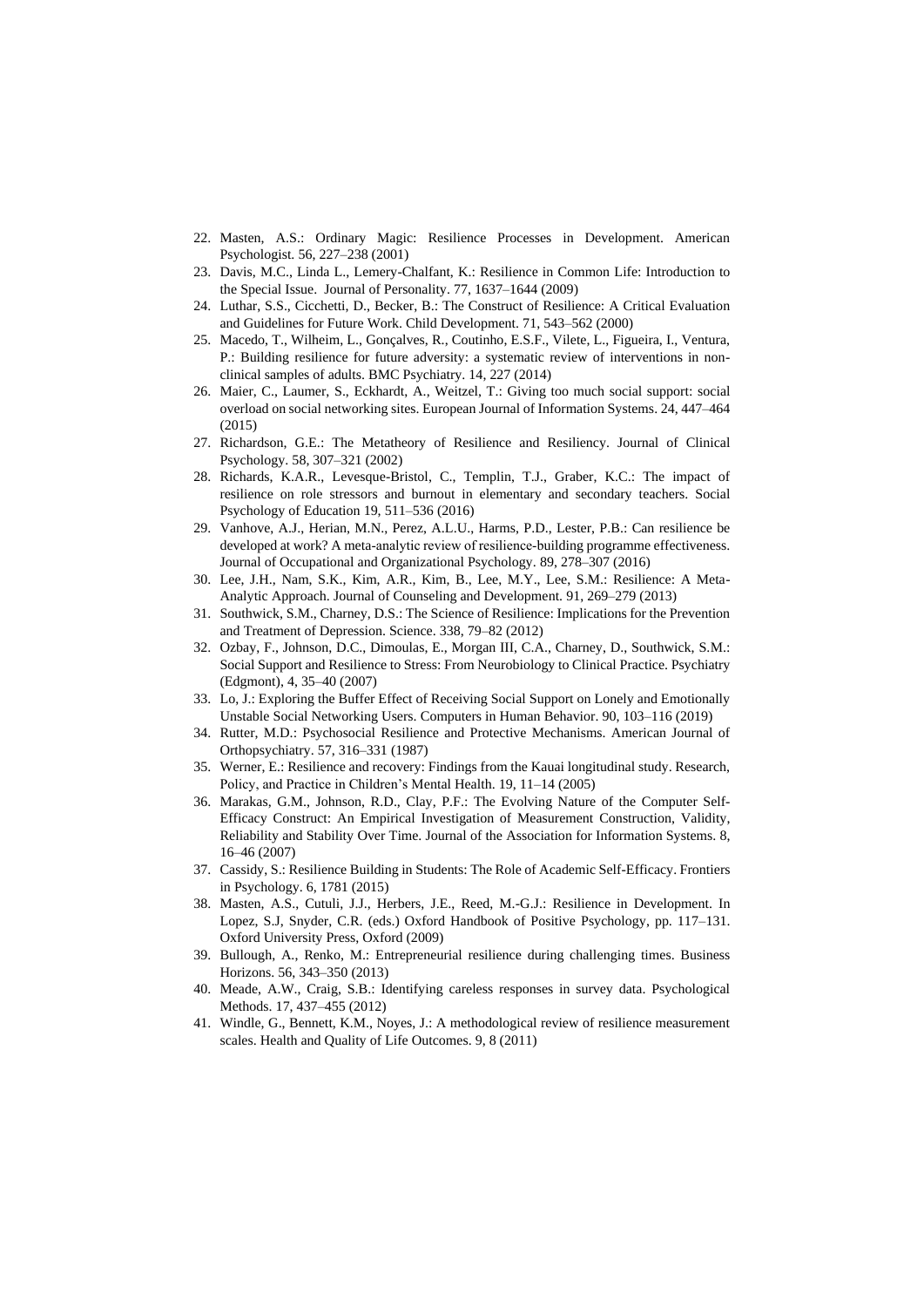22. Masten, A.S.: Ordinary Magic: Resilience Processes in Development. American Psychologist. 56, 227–238 (2001)
23. Davis, M.C., Linda L., Lemery-Chalfant, K.: Resilience in Common Life: Introduction to the Special Issue. Journal of Personality. 77, 1637–1644 (2009)
24. Luthar, S.S., Cicchetti, D., Becker, B.: The Construct of Resilience: A Critical Evaluation and Guidelines for Future Work. Child Development. 71, 543–562 (2000)
25. Macedo, T., Wilheim, L., Gonçalves, R., Coutinho, E.S.F., Vilete, L., Figueira, I., Ventura, P.: Building resilience for future adversity: a systematic review of interventions in non-clinical samples of adults. BMC Psychiatry. 14, 227 (2014)
26. Maier, C., Laumer, S., Eckhardt, A., Weitzel, T.: Giving too much social support: social overload on social networking sites. European Journal of Information Systems. 24, 447–464 (2015)
27. Richardson, G.E.: The Metatheory of Resilience and Resiliency. Journal of Clinical Psychology. 58, 307–321 (2002)
28. Richards, K.A.R., Levesque-Bristol, C., Templin, T.J., Graber, K.C.: The impact of resilience on role stressors and burnout in elementary and secondary teachers. Social Psychology of Education 19, 511–536 (2016)
29. Vanhove, A.J., Herian, M.N., Perez, A.L.U., Harms, P.D., Lester, P.B.: Can resilience be developed at work? A meta-analytic review of resilience-building programme effectiveness. Journal of Occupational and Organizational Psychology. 89, 278–307 (2016)
30. Lee, J.H., Nam, S.K., Kim, A.R., Kim, B., Lee, M.Y., Lee, S.M.: Resilience: A Meta-Analytic Approach. Journal of Counseling and Development. 91, 269–279 (2013)
31. Southwick, S.M., Charney, D.S.: The Science of Resilience: Implications for the Prevention and Treatment of Depression. Science. 338, 79–82 (2012)
32. Ozbay, F., Johnson, D.C., Dimoulas, E., Morgan III, C.A., Charney, D., Southwick, S.M.: Social Support and Resilience to Stress: From Neurobiology to Clinical Practice. Psychiatry (Edgmont), 4, 35–40 (2007)
33. Lo, J.: Exploring the Buffer Effect of Receiving Social Support on Lonely and Emotionally Unstable Social Networking Users. Computers in Human Behavior. 90, 103–116 (2019)
34. Rutter, M.D.: Psychosocial Resilience and Protective Mechanisms. American Journal of Orthopsychiatry. 57, 316–331 (1987)
35. Werner, E.: Resilience and recovery: Findings from the Kauai longitudinal study. Research, Policy, and Practice in Children's Mental Health. 19, 11–14 (2005)
36. Marakas, G.M., Johnson, R.D., Clay, P.F.: The Evolving Nature of the Computer Self-Efficacy Construct: An Empirical Investigation of Measurement Construction, Validity, Reliability and Stability Over Time. Journal of the Association for Information Systems. 8, 16–46 (2007)
37. Cassidy, S.: Resilience Building in Students: The Role of Academic Self-Efficacy. Frontiers in Psychology. 6, 1781 (2015)
38. Masten, A.S., Cutuli, J.J., Herbers, J.E., Reed, M.-G.J.: Resilience in Development. In Lopez, S.J, Snyder, C.R. (eds.) Oxford Handbook of Positive Psychology, pp. 117–131. Oxford University Press, Oxford (2009)
39. Bullough, A., Renko, M.: Entrepreneurial resilience during challenging times. Business Horizons. 56, 343–350 (2013)
40. Meade, A.W., Craig, S.B.: Identifying careless responses in survey data. Psychological Methods. 17, 437–455 (2012)
41. Windle, G., Bennett, K.M., Noyes, J.: A methodological review of resilience measurement scales. Health and Quality of Life Outcomes. 9, 8 (2011)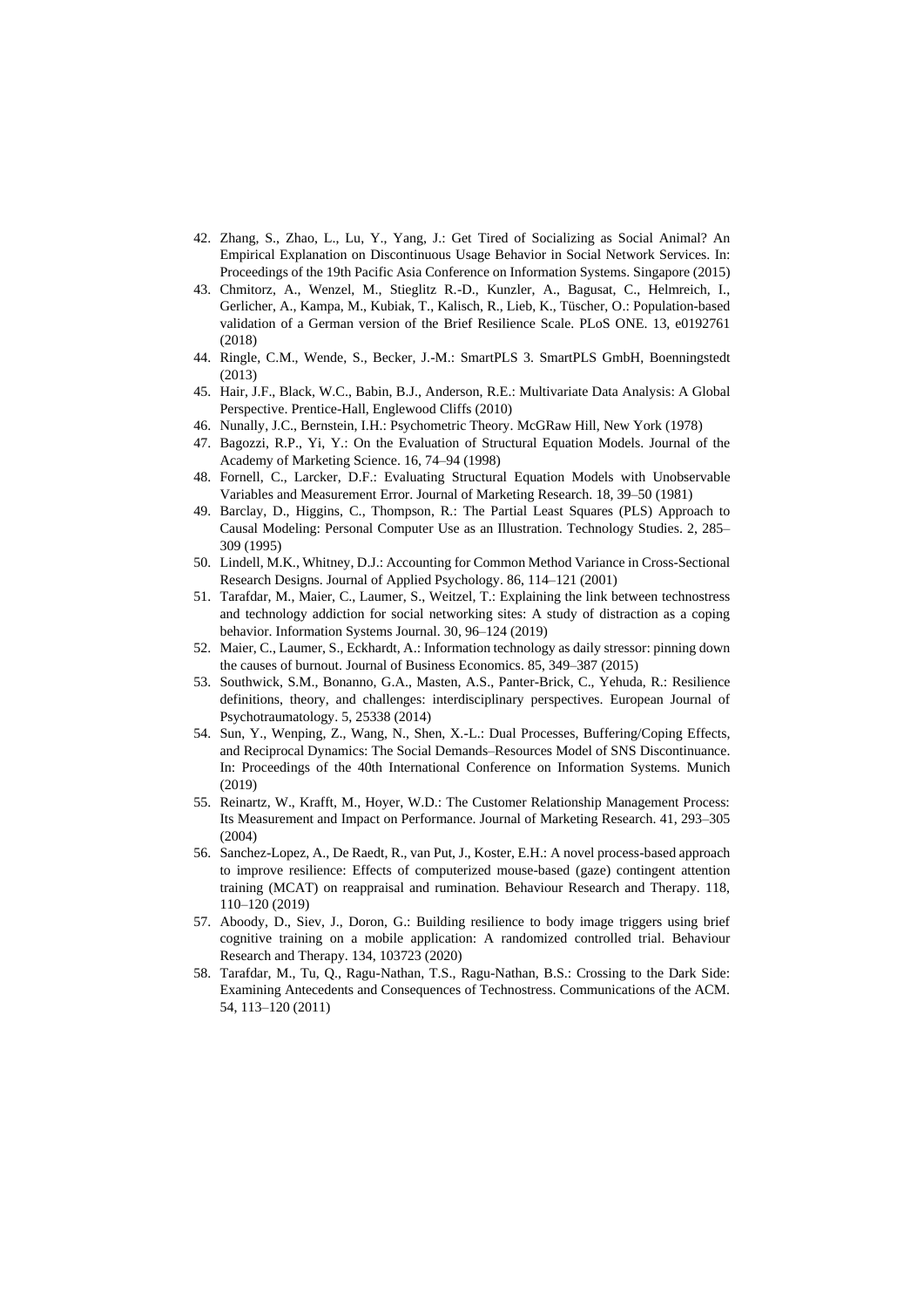42. Zhang, S., Zhao, L., Lu, Y., Yang, J.: Get Tired of Socializing as Social Animal? An Empirical Explanation on Discontinuous Usage Behavior in Social Network Services. In: Proceedings of the 19th Pacific Asia Conference on Information Systems. Singapore (2015)
43. Chmitorz, A., Wenzel, M., Stieglitz R.-D., Kunzler, A., Bagusat, C., Helmreich, I., Gerlicher, A., Kampa, M., Kubiak, T., Kalisch, R., Lieb, K., Tüscher, O.: Population-based validation of a German version of the Brief Resilience Scale. PLoS ONE. 13, e0192761 (2018)
44. Ringle, C.M., Wende, S., Becker, J.-M.: SmartPLS 3. SmartPLS GmbH, Boenningstedt (2013)
45. Hair, J.F., Black, W.C., Babin, B.J., Anderson, R.E.: Multivariate Data Analysis: A Global Perspective. Prentice-Hall, Englewood Cliffs (2010)
46. Nunally, J.C., Bernstein, I.H.: Psychometric Theory. McGRaw Hill, New York (1978)
47. Bagozzi, R.P., Yi, Y.: On the Evaluation of Structural Equation Models. Journal of the Academy of Marketing Science. 16, 74–94 (1998)
48. Fornell, C., Larcker, D.F.: Evaluating Structural Equation Models with Unobservable Variables and Measurement Error. Journal of Marketing Research. 18, 39–50 (1981)
49. Barclay, D., Higgins, C., Thompson, R.: The Partial Least Squares (PLS) Approach to Causal Modeling: Personal Computer Use as an Illustration. Technology Studies. 2, 285–309 (1995)
50. Lindell, M.K., Whitney, D.J.: Accounting for Common Method Variance in Cross-Sectional Research Designs. Journal of Applied Psychology. 86, 114–121 (2001)
51. Tarafdar, M., Maier, C., Laumer, S., Weitzel, T.: Explaining the link between technostress and technology addiction for social networking sites: A study of distraction as a coping behavior. Information Systems Journal. 30, 96–124 (2019)
52. Maier, C., Laumer, S., Eckhardt, A.: Information technology as daily stressor: pinning down the causes of burnout. Journal of Business Economics. 85, 349–387 (2015)
53. Southwick, S.M., Bonanno, G.A., Masten, A.S., Panter-Brick, C., Yehuda, R.: Resilience definitions, theory, and challenges: interdisciplinary perspectives. European Journal of Psychotraumatology. 5, 25338 (2014)
54. Sun, Y., Wenping, Z., Wang, N., Shen, X.-L.: Dual Processes, Buffering/Coping Effects, and Reciprocal Dynamics: The Social Demands–Resources Model of SNS Discontinuance. In: Proceedings of the 40th International Conference on Information Systems. Munich (2019)
55. Reinartz, W., Krafft, M., Hoyer, W.D.: The Customer Relationship Management Process: Its Measurement and Impact on Performance. Journal of Marketing Research. 41, 293–305 (2004)
56. Sanchez-Lopez, A., De Raedt, R., van Put, J., Koster, E.H.: A novel process-based approach to improve resilience: Effects of computerized mouse-based (gaze) contingent attention training (MCAT) on reappraisal and rumination. Behaviour Research and Therapy. 118, 110–120 (2019)
57. Aboody, D., Siev, J., Doron, G.: Building resilience to body image triggers using brief cognitive training on a mobile application: A randomized controlled trial. Behaviour Research and Therapy. 134, 103723 (2020)
58. Tarafdar, M., Tu, Q., Ragu-Nathan, T.S., Ragu-Nathan, B.S.: Crossing to the Dark Side: Examining Antecedents and Consequences of Technostress. Communications of the ACM. 54, 113–120 (2011)